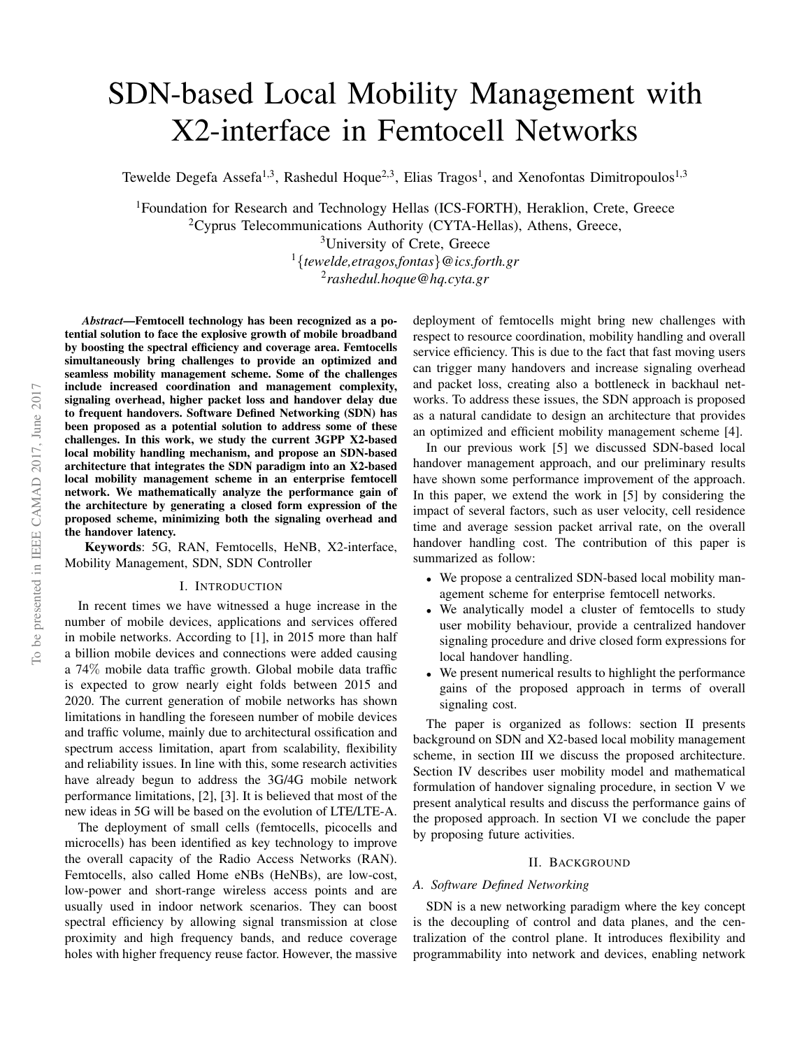# SDN-based Local Mobility Management with X2-interface in Femtocell Networks

Tewelde Degefa Assefa[1,3], Rashedul Hoque[2,3], Elias Tragos[1], and Xenofontas Dimitropoulos[1,3]

[1]Foundation for Research and Technology Hellas (ICS-FORTH), Heraklion, Crete, Greece
[2]Cyprus Telecommunications Authority (CYTA-Hellas), Athens, Greece,
[3]University of Crete, Greece
[1]{*tewelde,etragos,fontas*}*@ics.forth.gr*
[2]*rashedul.hoque@hq.cyta.gr*

***Abstract*—Femtocell technology has been recognized as a potential solution to face the explosive growth of mobile broadband by boosting the spectral efficiency and coverage area. Femtocells simultaneously bring challenges to provide an optimized and seamless mobility management scheme. Some of the challenges include increased coordination and management complexity, signaling overhead, higher packet loss and handover delay due to frequent handovers. Software Defined Networking (SDN) has been proposed as a potential solution to address some of these challenges. In this work, we study the current 3GPP X2-based local mobility handling mechanism, and propose an SDN-based architecture that integrates the SDN paradigm into an X2-based local mobility management scheme in an enterprise femtocell network. We mathematically analyze the performance gain of the architecture by generating a closed form expression of the proposed scheme, minimizing both the signaling overhead and the handover latency.**

**Keywords**: 5G, RAN, Femtocells, HeNB, X2-interface, Mobility Management, SDN, SDN Controller

## I. Introduction

In recent times we have witnessed a huge increase in the number of mobile devices, applications and services offered in mobile networks. According to [1], in 2015 more than half a billion mobile devices and connections were added causing a 74% mobile data traffic growth. Global mobile data traffic is expected to grow nearly eight folds between 2015 and 2020. The current generation of mobile networks has shown limitations in handling the foreseen number of mobile devices and traffic volume, mainly due to architectural ossification and spectrum access limitation, apart from scalability, flexibility and reliability issues. In line with this, some research activities have already begun to address the 3G/4G mobile network performance limitations, [2], [3]. It is believed that most of the new ideas in 5G will be based on the evolution of LTE/LTE-A.

The deployment of small cells (femtocells, picocells and microcells) has been identified as key technology to improve the overall capacity of the Radio Access Networks (RAN). Femtocells, also called Home eNBs (HeNBs), are low-cost, low-power and short-range wireless access points and are usually used in indoor network scenarios. They can boost spectral efficiency by allowing signal transmission at close proximity and high frequency bands, and reduce coverage holes with higher frequency reuse factor. However, the massive deployment of femtocells might bring new challenges with respect to resource coordination, mobility handling and overall service efficiency. This is due to the fact that fast moving users can trigger many handovers and increase signaling overhead and packet loss, creating also a bottleneck in backhaul networks. To address these issues, the SDN approach is proposed as a natural candidate to design an architecture that provides an optimized and efficient mobility management scheme [4].

In our previous work [5] we discussed SDN-based local handover management approach, and our preliminary results have shown some performance improvement of the approach. In this paper, we extend the work in [5] by considering the impact of several factors, such as user velocity, cell residence time and average session packet arrival rate, on the overall handover handling cost. The contribution of this paper is summarized as follow:

- We propose a centralized SDN-based local mobility management scheme for enterprise femtocell networks.
- We analytically model a cluster of femtocells to study user mobility behaviour, provide a centralized handover signaling procedure and drive closed form expressions for local handover handling.
- We present numerical results to highlight the performance gains of the proposed approach in terms of overall signaling cost.

The paper is organized as follows: section II presents background on SDN and X2-based local mobility management scheme, in section III we discuss the proposed architecture. Section IV describes user mobility model and mathematical formulation of handover signaling procedure, in section V we present analytical results and discuss the performance gains of the proposed approach. In section VI we conclude the paper by proposing future activities.

## II. Background

### A. Software Defined Networking

SDN is a new networking paradigm where the key concept is the decoupling of control and data planes, and the centralization of the control plane. It introduces flexibility and programmability into network and devices, enabling network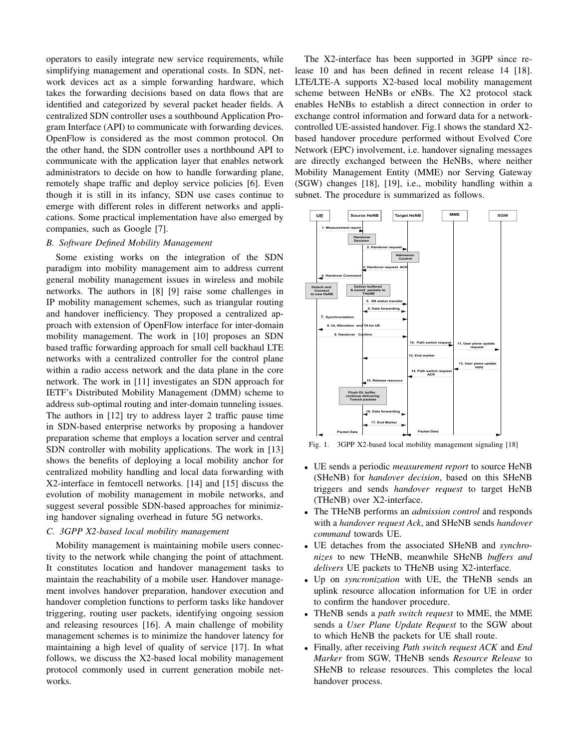operators to easily integrate new service requirements, while simplifying management and operational costs. In SDN, network devices act as a simple forwarding hardware, which takes the forwarding decisions based on data flows that are identified and categorized by several packet header fields. A centralized SDN controller uses a southbound Application Program Interface (API) to communicate with forwarding devices. OpenFlow is considered as the most common protocol. On the other hand, the SDN controller uses a northbound API to communicate with the application layer that enables network administrators to decide on how to handle forwarding plane, remotely shape traffic and deploy service policies [6]. Even though it is still in its infancy, SDN use cases continue to emerge with different roles in different networks and applications. Some practical implementation have also emerged by companies, such as Google [7].

### B. Software Defined Mobility Management

Some existing works on the integration of the SDN paradigm into mobility management aim to address current general mobility management issues in wireless and mobile networks. The authors in [8] [9] raise some challenges in IP mobility management schemes, such as triangular routing and handover inefficiency. They proposed a centralized approach with extension of OpenFlow interface for inter-domain mobility management. The work in [10] proposes an SDN based traffic forwarding approach for small cell backhaul LTE networks with a centralized controller for the control plane within a radio access network and the data plane in the core network. The work in [11] investigates an SDN approach for IETF's Distributed Mobility Management (DMM) scheme to address sub-optimal routing and inter-domain tunneling issues. The authors in [12] try to address layer 2 traffic pause time in SDN-based enterprise networks by proposing a handover preparation scheme that employs a location server and central SDN controller with mobility applications. The work in [13] shows the benefits of deploying a local mobility anchor for centralized mobility handling and local data forwarding with X2-interface in femtocell networks. [14] and [15] discuss the evolution of mobility management in mobile networks, and suggest several possible SDN-based approaches for minimizing handover signaling overhead in future 5G networks.

### C. 3GPP X2-based local mobility management

Mobility management is maintaining mobile users connectivity to the network while changing the point of attachment. It constitutes location and handover management tasks to maintain the reachability of a mobile user. Handover management involves handover preparation, handover execution and handover completion functions to perform tasks like handover triggering, routing user packets, identifying ongoing session and releasing resources [16]. A main challenge of mobility management schemes is to minimize the handover latency for maintaining a high level of quality of service [17]. In what follows, we discuss the X2-based local mobility management protocol commonly used in current generation mobile networks.

The X2-interface has been supported in 3GPP since release 10 and has been defined in recent release 14 [18]. LTE/LTE-A supports X2-based local mobility management scheme between HeNBs or eNBs. The X2 protocol stack enables HeNBs to establish a direct connection in order to exchange control information and forward data for a network-controlled UE-assisted handover. Fig.1 shows the standard X2-based handover procedure performed without Evolved Core Network (EPC) involvement, i.e. handover signaling messages are directly exchanged between the HeNBs, where neither Mobility Management Entity (MME) nor Serving Gateway (SGW) changes [18], [19], i.e., mobility handling within a subnet. The procedure is summarized as follows.

Fig. 1. 3GPP X2-based local mobility management signaling [18]

- UE sends a periodic *measurement report* to source HeNB (SHeNB) for *handover decision*, based on this SHeNB triggers and sends *handover request* to target HeNB (THeNB) over X2-interface.
- The THeNB performs an *admission control* and responds with a *handover request Ack*, and SHeNB sends *handover command* towards UE.
- UE detaches from the associated SHeNB and *synchronizes* to new THeNB, meanwhile SHeNB *buffers and delivers* UE packets to THeNB using X2-interface.
- Up on *syncronization* with UE, the THeNB sends an uplink resource allocation information for UE in order to confirm the handover procedure.
- THeNB sends a *path switch request* to MME, the MME sends a *User Plane Update Request* to the SGW about to which HeNB the packets for UE shall route.
- Finally, after receiving *Path switch request ACK* and *End Marker* from SGW, THeNB sends *Resource Release* to SHeNB to release resources. This completes the local handover process.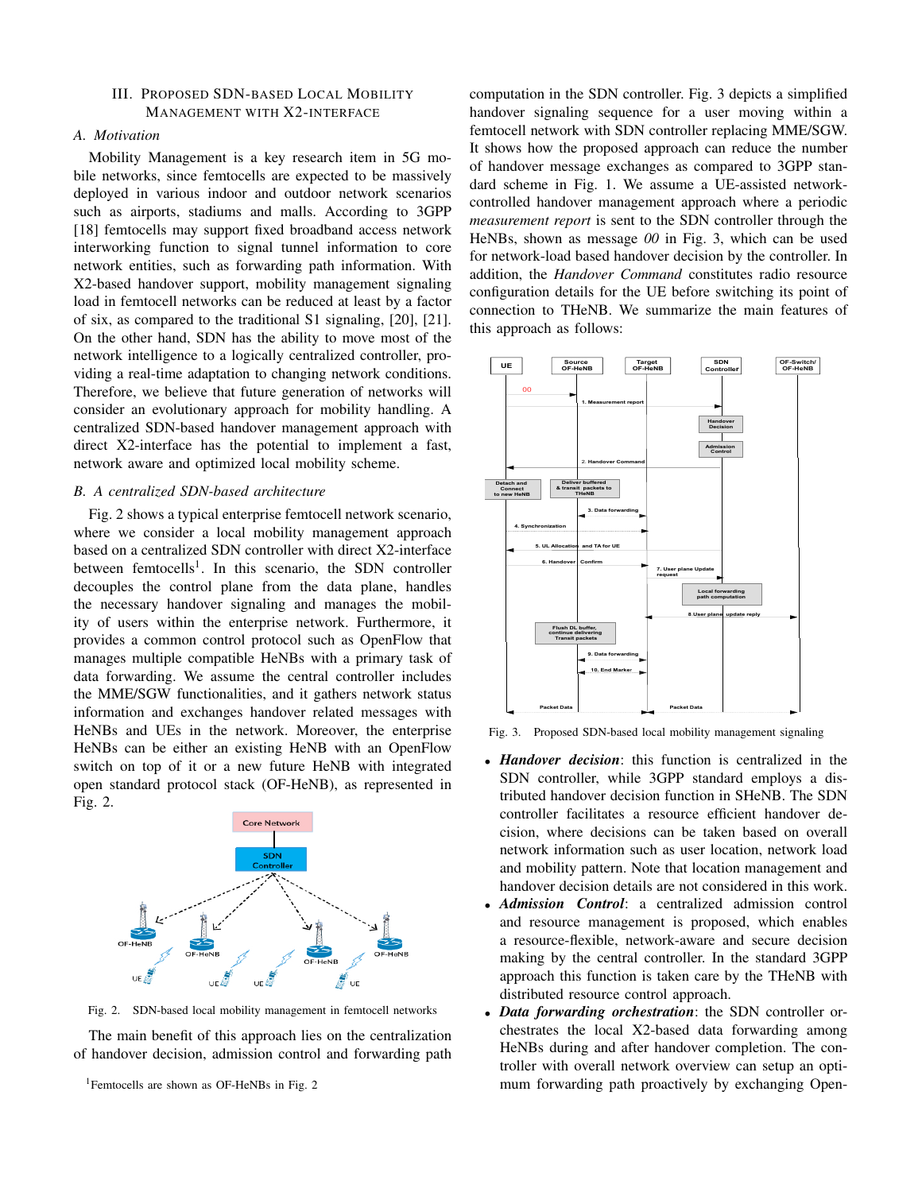## III. Proposed SDN-based Local Mobility Management with X2-interface

### A. Motivation

Mobility Management is a key research item in 5G mobile networks, since femtocells are expected to be massively deployed in various indoor and outdoor network scenarios such as airports, stadiums and malls. According to 3GPP [18] femtocells may support fixed broadband access network interworking function to signal tunnel information to core network entities, such as forwarding path information. With X2-based handover support, mobility management signaling load in femtocell networks can be reduced at least by a factor of six, as compared to the traditional S1 signaling, [20], [21]. On the other hand, SDN has the ability to move most of the network intelligence to a logically centralized controller, providing a real-time adaptation to changing network conditions. Therefore, we believe that future generation of networks will consider an evolutionary approach for mobility handling. A centralized SDN-based handover management approach with direct X2-interface has the potential to implement a fast, network aware and optimized local mobility scheme.

### B. A centralized SDN-based architecture

Fig. 2 shows a typical enterprise femtocell network scenario, where we consider a local mobility management approach based on a centralized SDN controller with direct X2-interface between femtocells[1]. In this scenario, the SDN controller decouples the control plane from the data plane, handles the necessary handover signaling and manages the mobility of users within the enterprise network. Furthermore, it provides a common control protocol such as OpenFlow that manages multiple compatible HeNBs with a primary task of data forwarding. We assume the central controller includes the MME/SGW functionalities, and it gathers network status information and exchanges handover related messages with HeNBs and UEs in the network. Moreover, the enterprise HeNBs can be either an existing HeNB with an OpenFlow switch on top of it or a new future HeNB with integrated open standard protocol stack (OF-HeNB), as represented in Fig. 2.

Fig. 2. SDN-based local mobility management in femtocell networks

The main benefit of this approach lies on the centralization of handover decision, admission control and forwarding path computation in the SDN controller. Fig. 3 depicts a simplified handover signaling sequence for a user moving within a femtocell network with SDN controller replacing MME/SGW. It shows how the proposed approach can reduce the number of handover message exchanges as compared to 3GPP standard scheme in Fig. 1. We assume a UE-assisted network-controlled handover management approach where a periodic *measurement report* is sent to the SDN controller through the HeNBs, shown as message *00* in Fig. 3, which can be used for network-load based handover decision by the controller. In addition, the *Handover Command* constitutes radio resource configuration details for the UE before switching its point of connection to THeNB. We summarize the main features of this approach as follows:

Fig. 3. Proposed SDN-based local mobility management signaling

- ***Handover decision***: this function is centralized in the SDN controller, while 3GPP standard employs a distributed handover decision function in SHeNB. The SDN controller facilitates a resource efficient handover decision, where decisions can be taken based on overall network information such as user location, network load and mobility pattern. Note that location management and handover decision details are not considered in this work.
- ***Admission Control***: a centralized admission control and resource management is proposed, which enables a resource-flexible, network-aware and secure decision making by the central controller. In the standard 3GPP approach this function is taken care by the THeNB with distributed resource control approach.
- ***Data forwarding orchestration***: the SDN controller orchestrates the local X2-based data forwarding among HeNBs during and after handover completion. The controller with overall network overview can setup an optimum forwarding path proactively by exchanging Open-

[1] Femtocells are shown as OF-HeNBs in Fig. 2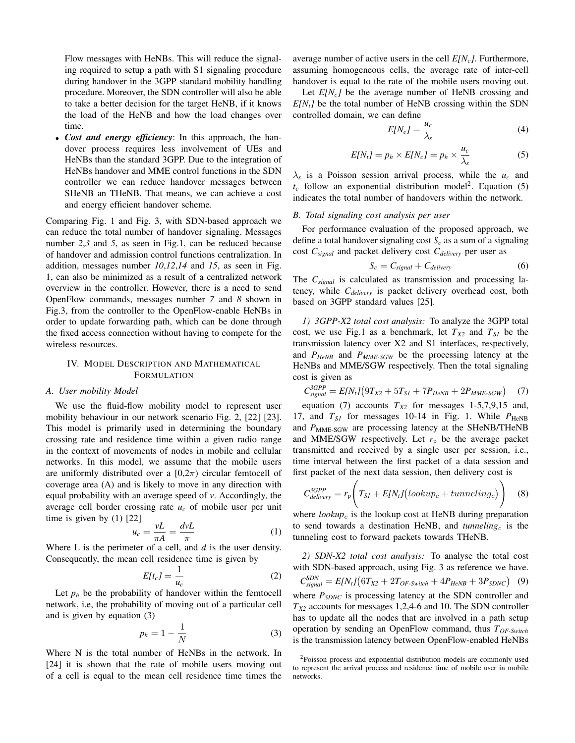Flow messages with HeNBs. This will reduce the signaling required to setup a path with S1 signaling procedure during handover in the 3GPP standard mobility handling procedure. Moreover, the SDN controller will also be able to take a better decision for the target HeNB, if it knows the load of the HeNB and how the load changes over time.

- ***Cost and energy efficiency***: In this approach, the handover process requires less involvement of UEs and HeNBs than the standard 3GPP. Due to the integration of HeNBs handover and MME control functions in the SDN controller we can reduce handover messages between SHeNB an THeNB. That means, we can achieve a cost and energy efficient handover scheme.

Comparing Fig. 1 and Fig. 3, with SDN-based approach we can reduce the total number of handover signaling. Messages number *2,3* and *5*, as seen in Fig.1, can be reduced because of handover and admission control functions centralization. In addition, messages number *10,12,14* and *15*, as seen in Fig. 1, can also be minimized as a result of a centralized network overview in the controller. However, there is a need to send OpenFlow commands, messages number *7* and *8* shown in Fig.3, from the controller to the OpenFlow-enable HeNBs in order to update forwarding path, which can be done through the fixed access connection without having to compete for the wireless resources.

## IV. Model Description and Mathematical Formulation

### A. User mobility Model

We use the fluid-flow mobility model to represent user mobility behaviour in our network scenario Fig. 2, [22] [23]. This model is primarily used in determining the boundary crossing rate and residence time within a given radio range in the context of movements of nodes in mobile and cellular networks. In this model, we assume that the mobile users are uniformly distributed over a $[0,2\pi)$ circular femtocell of coverage area (A) and is likely to move in any direction with equal probability with an average speed of $v$. Accordingly, the average cell border crossing rate $u_c$ of mobile user per unit time is given by (1) [22]

$$u_c = \frac{vL}{\pi A} = \frac{dvL}{\pi} \tag{1}$$

Where L is the perimeter of a cell, and $d$ is the user density. Consequently, the mean cell residence time is given by

$$E[t_c] = \frac{1}{u_c} \tag{2}$$

Let $p_h$ be the probability of handover within the femtocell network, i.e, the probability of moving out of a particular cell and is given by equation (3)

$$p_h = 1 - \frac{1}{N} \tag{3}$$

Where N is the total number of HeNBs in the network. In [24] it is shown that the rate of mobile users moving out of a cell is equal to the mean cell residence time times the average number of active users in the cell $E[N_c]$. Furthermore, assuming homogeneous cells, the average rate of inter-cell handover is equal to the rate of the mobile users moving out.

Let $E[N_c]$ be the average number of HeNB crossing and $E[N_t]$ be the total number of HeNB crossing within the SDN controlled domain, we can define

$$E[N_c] = \frac{u_c}{\lambda_s} \tag{4}$$

$$E[N_t] = p_h \times E[N_c] = p_h \times \frac{u_c}{\lambda_s} \tag{5}$$

$\lambda_s$ is a Poisson session arrival process, while the $u_c$ and $t_c$ follow an exponential distribution model[2]. Equation (5) indicates the total number of handovers within the network.

### B. Total signaling cost analysis per user

For performance evaluation of the proposed approach, we define a total handover signaling cost $S_c$ as a sum of a signaling cost $C_{signal}$ and packet delivery cost $C_{delivery}$ per user as

$$S_c = C_{signal} + C_{delivery} \tag{6}$$

The $C_{signal}$ is calculated as transmission and processing latency, while $C_{delivery}$ is packet delivery overhead cost, both based on 3GPP standard values [25].

*1) 3GPP-X2 total cost analysis:* To analyze the 3GPP total cost, we use Fig.1 as a benchmark, let $T_{X2}$ and $T_{S1}$ be the transmission latency over X2 and S1 interfaces, respectively, and $P_{HeNB}$ and $P_{MME\text{-}SGW}$ be the processing latency at the HeNBs and MME/SGW respectively. Then the total signaling cost is given as

$$C^{3GPP}_{signal} = E[N_t]\big(9T_{X2} + 5T_{S1} + 7P_{HeNB} + 2P_{MME\text{-}SGW}\big) \tag{7}$$

equation (7) accounts $T_{X2}$ for messages 1-5,7,9,15 and, 17, and $T_{S1}$ for messages 10-14 in Fig. 1. While $P_{\text{HeNB}}$ and $P_{\text{MME-SGW}}$ are processing latency at the SHeNB/THeNB and MME/SGW respectively. Let $r_p$ be the average packet transmitted and received by a single user per session, i.e., time interval between the first packet of a data session and first packet of the next data session, then delivery cost is

$$C^{3GPP}_{delivery} = r_p\Bigg(T_{S1} + E[N_t]\big(lookup_c + tunneling_c\big)\Bigg) \tag{8}$$

where $lookup_c$ is the lookup cost at HeNB during preparation to send towards a destination HeNB, and $tunneling_c$ is the tunneling cost to forward packets towards THeNB.

*2) SDN-X2 total cost analysis:* To analyse the total cost with SDN-based approach, using Fig. 3 as reference we have.

$$C^{SDN}_{signal} = E[N_t]\big(6T_{X2} + 2T_{OF\text{-}Switch} + 4P_{HeNB} + 3P_{SDNC}\big) \tag{9}$$

where $P_{SDNC}$ is processing latency at the SDN controller and $T_{X2}$ accounts for messages 1,2,4-6 and 10. The SDN controller has to update all the nodes that are involved in a path setup operation by sending an OpenFlow command, thus $T_{OF\text{-}Switch}$ is the transmission latency between OpenFlow-enabled HeNBs

[2]Poisson process and exponential distribution models are commonly used to represent the arrival process and residence time of mobile user in mobile networks.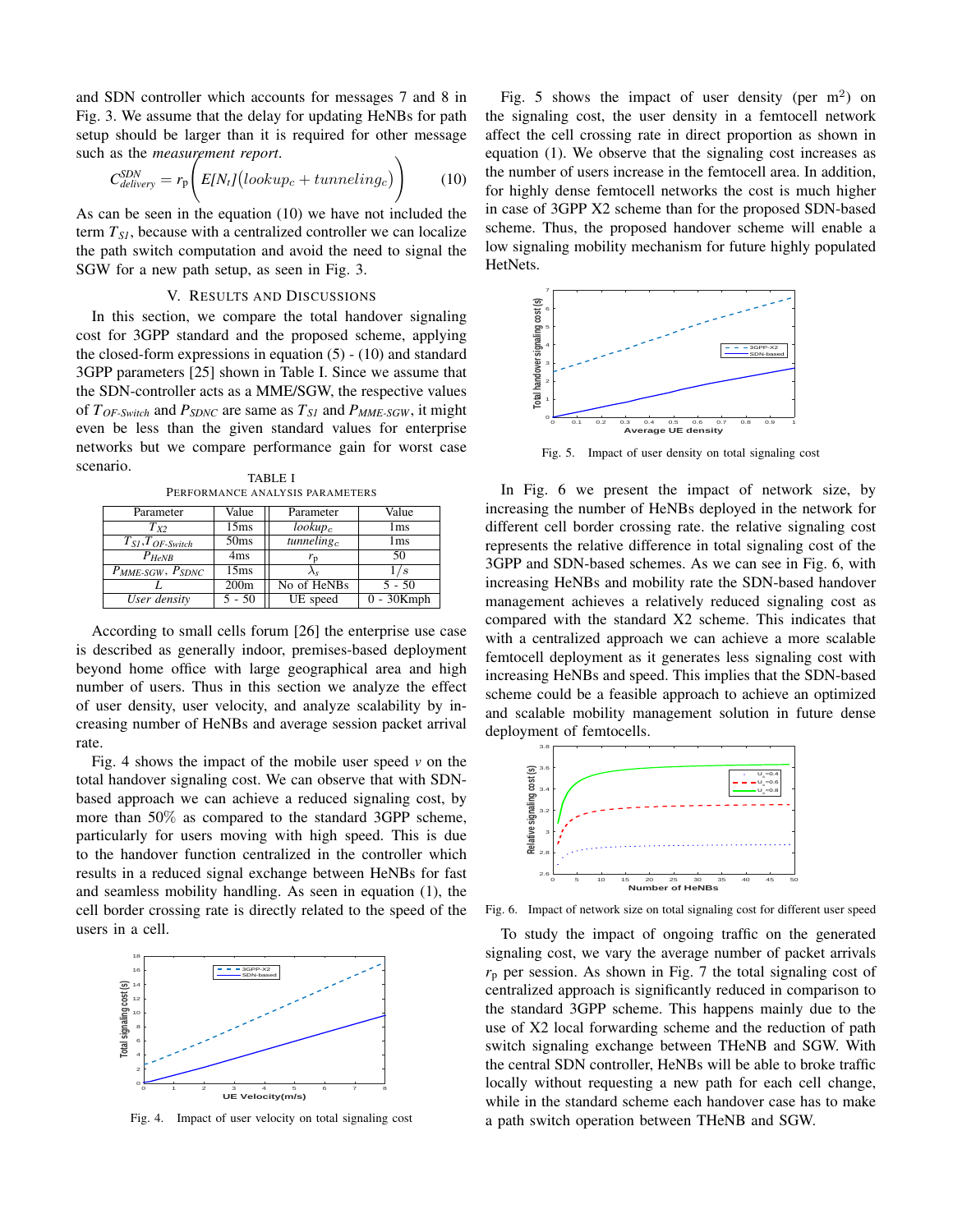and SDN controller which accounts for messages 7 and 8 in Fig. 3. We assume that the delay for updating HeNBs for path setup should be larger than it is required for other message such as the *measurement report*.

$$C^{SDN}_{delivery} = r_p \bigg( E[N_t]\big(lookup_c + tunneling_c\big) \bigg) \tag{10}$$

As can be seen in the equation (10) we have not included the term $T_{S1}$, because with a centralized controller we can localize the path switch computation and avoid the need to signal the SGW for a new path setup, as seen in Fig. 3.

## V. Results and Discussions

In this section, we compare the total handover signaling cost for 3GPP standard and the proposed scheme, applying the closed-form expressions in equation (5) - (10) and standard 3GPP parameters [25] shown in Table I. Since we assume that the SDN-controller acts as a MME/SGW, the respective values of $T_{OF\text{-}Switch}$ and $P_{SDNC}$ are same as $T_{S1}$ and $P_{MME\text{-}SGW}$, it might even be less than the given standard values for enterprise networks but we compare performance gain for worst case scenario.

TABLE I
Performance Analysis Parameters

| Parameter | Value | Parameter | Value |
|---|---|---|---|
| $T_{X2}$ | 15ms | $lookup_c$ | 1ms |
| $T_{S1}$,$T_{OF\text{-}Switch}$ | 50ms | $tunneling_c$ | 1ms |
| $P_{HeNB}$ | 4ms | $r_p$ | 50 |
| $P_{MME\text{-}SGW}$, $P_{SDNC}$ | 15ms | $\lambda_s$ | $1/s$ |
| $L$ | 200m | No of HeNBs | 5 - 50 |
| *User density* | 5 - 50 | UE speed | 0 - 30Kmph |

According to small cells forum [26] the enterprise use case is described as generally indoor, premises-based deployment beyond home office with large geographical area and high number of users. Thus in this section we analyze the effect of user density, user velocity, and analyze scalability by increasing number of HeNBs and average session packet arrival rate.

Fig. 4 shows the impact of the mobile user speed $v$ on the total handover signaling cost. We can observe that with SDN-based approach we can achieve a reduced signaling cost, by more than 50% as compared to the standard 3GPP scheme, particularly for users moving with high speed. This is due to the handover function centralized in the controller which results in a reduced signal exchange between HeNBs for fast and seamless mobility handling. As seen in equation (1), the cell border crossing rate is directly related to the speed of the users in a cell.

Fig. 4. Impact of user velocity on total signaling cost

Fig. 5 shows the impact of user density (per m$^2$) on the signaling cost, the user density in a femtocell network affect the cell crossing rate in direct proportion as shown in equation (1). We observe that the signaling cost increases as the number of users increase in the femtocell area. In addition, for highly dense femtocell networks the cost is much higher in case of 3GPP X2 scheme than for the proposed SDN-based scheme. Thus, the proposed handover scheme will enable a low signaling mobility mechanism for future highly populated HetNets.

Fig. 5. Impact of user density on total signaling cost

In Fig. 6 we present the impact of network size, by increasing the number of HeNBs deployed in the network for different cell border crossing rate. the relative signaling cost represents the relative difference in total signaling cost of the 3GPP and SDN-based schemes. As we can see in Fig. 6, with increasing HeNBs and mobility rate the SDN-based handover management achieves a relatively reduced signaling cost as compared with the standard X2 scheme. This indicates that with a centralized approach we can achieve a more scalable femtocell deployment as it generates less signaling cost with increasing HeNBs and speed. This implies that the SDN-based scheme could be a feasible approach to achieve an optimized and scalable mobility management solution in future dense deployment of femtocells.

Fig. 6. Impact of network size on total signaling cost for different user speed

To study the impact of ongoing traffic on the generated signaling cost, we vary the average number of packet arrivals $r_p$ per session. As shown in Fig. 7 the total signaling cost of centralized approach is significantly reduced in comparison to the standard 3GPP scheme. This happens mainly due to the use of X2 local forwarding scheme and the reduction of path switch signaling exchange between THeNB and SGW. With the central SDN controller, HeNBs will be able to broke traffic locally without requesting a new path for each cell change, while in the standard scheme each handover case has to make a path switch operation between THeNB and SGW.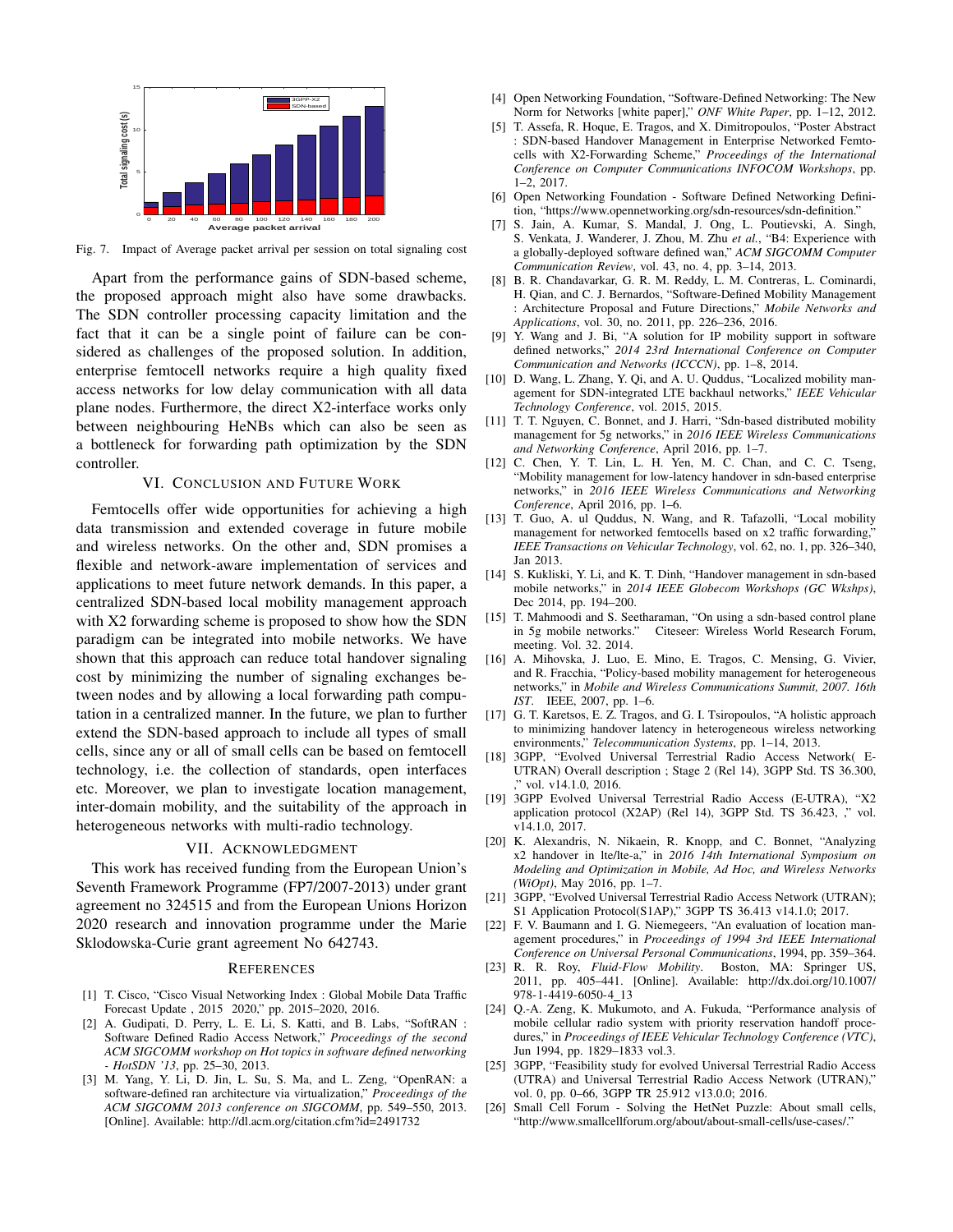15

3GPP-X2

SDN-based

Total signaling cost (s)

10

5

0

0 20 40 60 80 100 120 140 160 180 200

Average packet arrival

Fig. 7. Impact of Average packet arrival per session on total signaling cost

Apart from the performance gains of SDN-based scheme, the proposed approach might also have some drawbacks. The SDN controller processing capacity limitation and the fact that it can be a single point of failure can be considered as challenges of the proposed solution. In addition, enterprise femtocell networks require a high quality fixed access networks for low delay communication with all data plane nodes. Furthermore, the direct X2-interface works only between neighbouring HeNBs which can also be seen as a bottleneck for forwarding path optimization by the SDN controller.

## VI. Conclusion and Future Work

Femtocells offer wide opportunities for achieving a high data transmission and extended coverage in future mobile and wireless networks. On the other and, SDN promises a flexible and network-aware implementation of services and applications to meet future network demands. In this paper, a centralized SDN-based local mobility management approach with X2 forwarding scheme is proposed to show how the SDN paradigm can be integrated into mobile networks. We have shown that this approach can reduce total handover signaling cost by minimizing the number of signaling exchanges between nodes and by allowing a local forwarding path computation in a centralized manner. In the future, we plan to further extend the SDN-based approach to include all types of small cells, since any or all of small cells can be based on femtocell technology, i.e. the collection of standards, open interfaces etc. Moreover, we plan to investigate location management, inter-domain mobility, and the suitability of the approach in heterogeneous networks with multi-radio technology.

## VII. Acknowledgment

This work has received funding from the European Union's Seventh Framework Programme (FP7/2007-2013) under grant agreement no 324515 and from the European Unions Horizon 2020 research and innovation programme under the Marie Sklodowska-Curie grant agreement No 642743.

## References

[1] T. Cisco, "Cisco Visual Networking Index : Global Mobile Data Traffic Forecast Update , 2015 2020," pp. 2015–2020, 2016.

[2] A. Gudipati, D. Perry, L. E. Li, S. Katti, and B. Labs, "SoftRAN : Software Defined Radio Access Network," *Proceedings of the second ACM SIGCOMM workshop on Hot topics in software defined networking - HotSDN '13*, pp. 25–30, 2013.

[3] M. Yang, Y. Li, D. Jin, L. Su, S. Ma, and L. Zeng, "OpenRAN: a software-defined ran architecture via virtualization," *Proceedings of the ACM SIGCOMM 2013 conference on SIGCOMM*, pp. 549–550, 2013. [Online]. Available: http://dl.acm.org/citation.cfm?id=2491732

[4] Open Networking Foundation, "Software-Defined Networking: The New Norm for Networks [white paper]," *ONF White Paper*, pp. 1–12, 2012.

[5] T. Assefa, R. Hoque, E. Tragos, and X. Dimitropoulos, "Poster Abstract : SDN-based Handover Management in Enterprise Networked Femtocells with X2-Forwarding Scheme," *Proceedings of the International Conference on Computer Communications INFOCOM Workshops*, pp. 1–2, 2017.

[6] Open Networking Foundation - Software Defined Networking Definition, "https://www.opennetworking.org/sdn-resources/sdn-definition."

[7] S. Jain, A. Kumar, S. Mandal, J. Ong, L. Poutievski, A. Singh, S. Venkata, J. Wanderer, J. Zhou, M. Zhu *et al.*, "B4: Experience with a globally-deployed software defined wan," *ACM SIGCOMM Computer Communication Review*, vol. 43, no. 4, pp. 3–14, 2013.

[8] B. R. Chandavarkar, G. R. M. Reddy, L. M. Contreras, L. Cominardi, H. Qian, and C. J. Bernardos, "Software-Defined Mobility Management : Architecture Proposal and Future Directions," *Mobile Networks and Applications*, vol. 30, no. 2011, pp. 226–236, 2016.

[9] Y. Wang and J. Bi, "A solution for IP mobility support in software defined networks," *2014 23rd International Conference on Computer Communication and Networks (ICCCN)*, pp. 1–8, 2014.

[10] D. Wang, L. Zhang, Y. Qi, and A. U. Quddus, "Localized mobility management for SDN-integrated LTE backhaul networks," *IEEE Vehicular Technology Conference*, vol. 2015, 2015.

[11] T. T. Nguyen, C. Bonnet, and J. Harri, "Sdn-based distributed mobility management for 5g networks," in *2016 IEEE Wireless Communications and Networking Conference*, April 2016, pp. 1–7.

[12] C. Chen, Y. T. Lin, L. H. Yen, M. C. Chan, and C. C. Tseng, "Mobility management for low-latency handover in sdn-based enterprise networks," in *2016 IEEE Wireless Communications and Networking Conference*, April 2016, pp. 1–6.

[13] T. Guo, A. ul Quddus, N. Wang, and R. Tafazolli, "Local mobility management for networked femtocells based on x2 traffic forwarding," *IEEE Transactions on Vehicular Technology*, vol. 62, no. 1, pp. 326–340, Jan 2013.

[14] S. Kukliski, Y. Li, and K. T. Dinh, "Handover management in sdn-based mobile networks," in *2014 IEEE Globecom Workshops (GC Wkshps)*, Dec 2014, pp. 194–200.

[15] T. Mahmoodi and S. Seetharaman, "On using a sdn-based control plane in 5g mobile networks." Citeseer: Wireless World Research Forum, meeting. Vol. 32. 2014.

[16] A. Mihovska, J. Luo, E. Mino, E. Tragos, C. Mensing, G. Vivier, and R. Fracchia, "Policy-based mobility management for heterogeneous networks," in *Mobile and Wireless Communications Summit, 2007. 16th IST*. IEEE, 2007, pp. 1–6.

[17] G. T. Karetsos, E. Z. Tragos, and G. I. Tsiropoulos, "A holistic approach to minimizing handover latency in heterogeneous wireless networking environments," *Telecommunication Systems*, pp. 1–14, 2013.

[18] 3GPP, "Evolved Universal Terrestrial Radio Access Network( E-UTRAN) Overall description ; Stage 2 (Rel 14), 3GPP Std. TS 36.300, ," vol. v14.1.0, 2016.

[19] 3GPP Evolved Universal Terrestrial Radio Access (E-UTRA), "X2 application protocol (X2AP) (Rel 14), 3GPP Std. TS 36.423, ," vol. v14.1.0, 2017.

[20] K. Alexandris, N. Nikaein, R. Knopp, and C. Bonnet, "Analyzing x2 handover in lte/lte-a," in *2016 14th International Symposium on Modeling and Optimization in Mobile, Ad Hoc, and Wireless Networks (WiOpt)*, May 2016, pp. 1–7.

[21] 3GPP, "Evolved Universal Terrestrial Radio Access Network (UTRAN); S1 Application Protocol(S1AP)," 3GPP TS 36.413 v14.1.0; 2017.

[22] F. V. Baumann and I. G. Niemegeers, "An evaluation of location management procedures," in *Proceedings of 1994 3rd IEEE International Conference on Universal Personal Communications*, 1994, pp. 359–364.

[23] R. R. Roy, *Fluid-Flow Mobility*. Boston, MA: Springer US, 2011, pp. 405–441. [Online]. Available: http://dx.doi.org/10.1007/978-1-4419-6050-4_13

[24] Q.-A. Zeng, K. Mukumoto, and A. Fukuda, "Performance analysis of mobile cellular radio system with priority reservation handoff procedures," in *Proceedings of IEEE Vehicular Technology Conference (VTC)*, Jun 1994, pp. 1829–1833 vol.3.

[25] 3GPP, "Feasibility study for evolved Universal Terrestrial Radio Access (UTRA) and Universal Terrestrial Radio Access Network (UTRAN)," vol. 0, pp. 0–66, 3GPP TR 25.912 v13.0.0; 2016.

[26] Small Cell Forum - Solving the HetNet Puzzle: About small cells, "http://www.smallcellforum.org/about/about-small-cells/use-cases/."